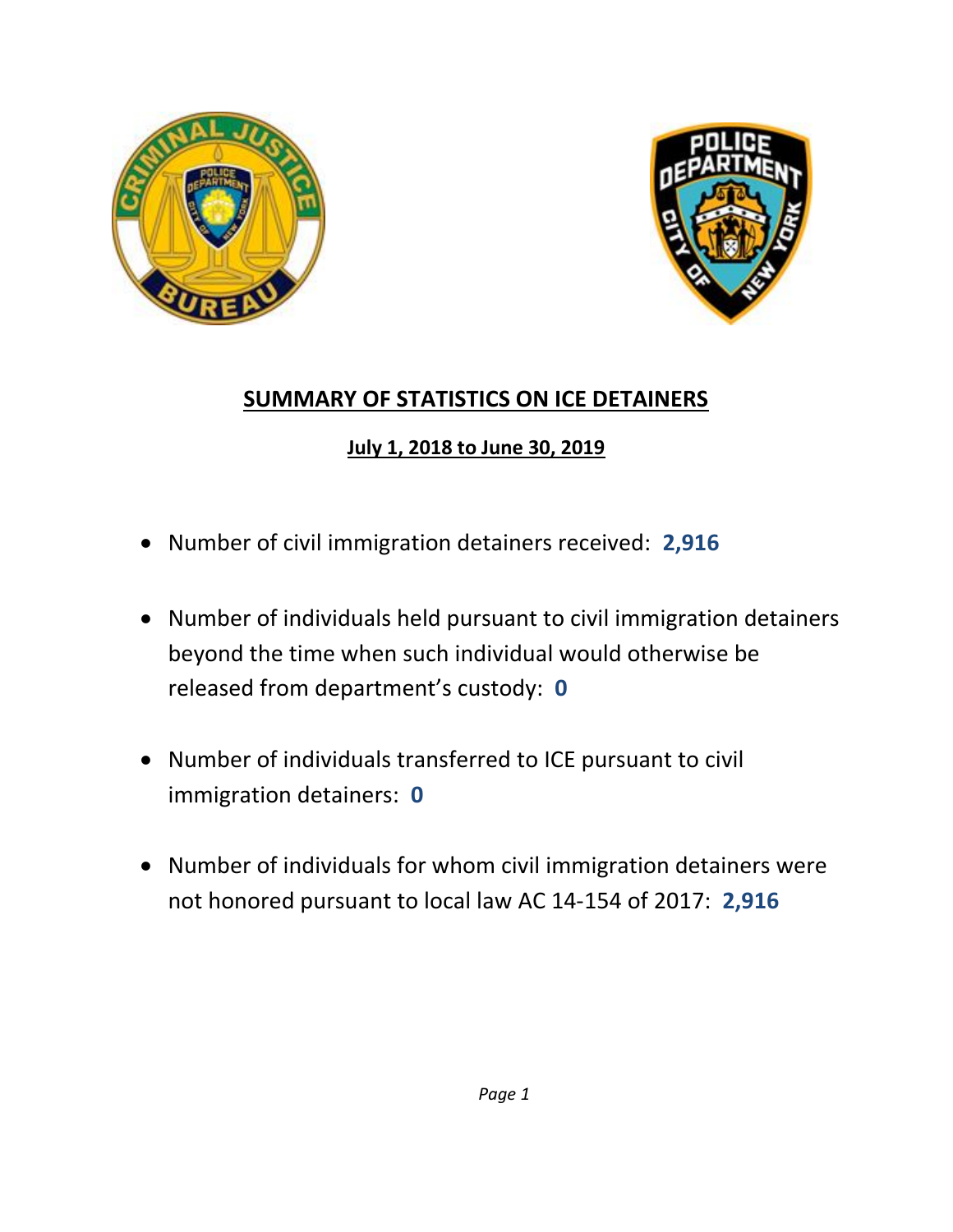# SUMMARY OF STATISTICS ON ICE DETAINERS

## July 1, 2018 to June 30, 2019

- Number of civil immigration detainers received: **2,916**
- Number of individuals held pursuant to civil immigration detainers beyond the time when such individual would otherwise be released from department's custody: **0**
- Number of individuals transferred to ICE pursuant to civil immigration detainers: **0**
- Number of individuals for whom civil immigration detainers were not honored pursuant to local law AC 14-154 of 2017: **2,916**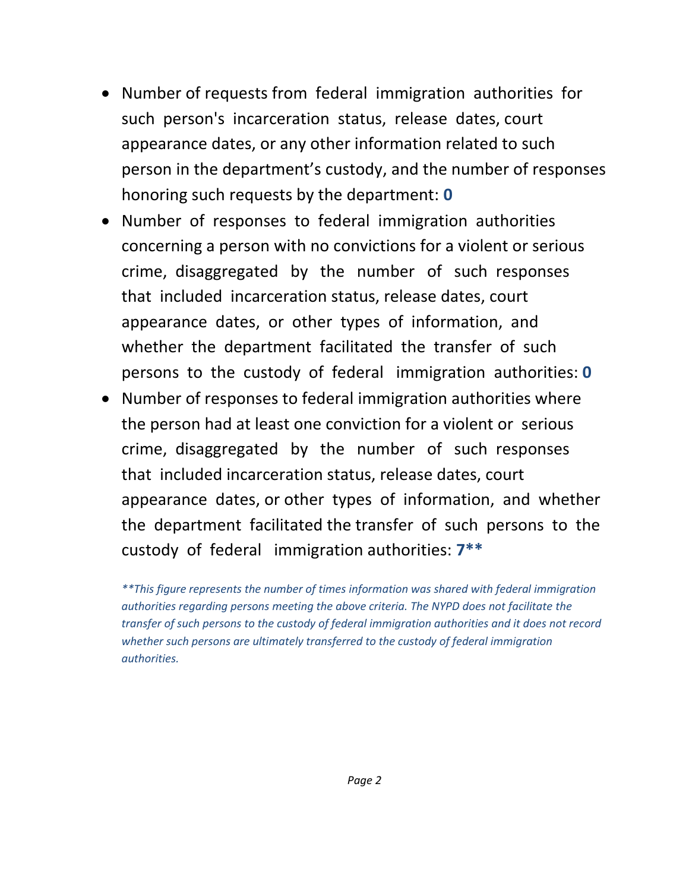- Number of requests from federal immigration authorities for such person's incarceration status, release dates, court appearance dates, or any other information related to such person in the department's custody, and the number of responses honoring such requests by the department: **0**
- Number of responses to federal immigration authorities concerning a person with no convictions for a violent or serious crime, disaggregated by the number of such responses that included incarceration status, release dates, court appearance dates, or other types of information, and whether the department facilitated the transfer of such persons to the custody of federal immigration authorities: **0**
- Number of responses to federal immigration authorities where the person had at least one conviction for a violent or serious crime, disaggregated by the number of such responses that included incarceration status, release dates, court appearance dates, or other types of information, and whether the department facilitated the transfer of such persons to the custody of federal immigration authorities: **7**\*\*

*\*\*This figure represents the number of times information was shared with federal immigration authorities regarding persons meeting the above criteria. The NYPD does not facilitate the transfer of such persons to the custody of federal immigration authorities and it does not record whether such persons are ultimately transferred to the custody of federal immigration authorities.*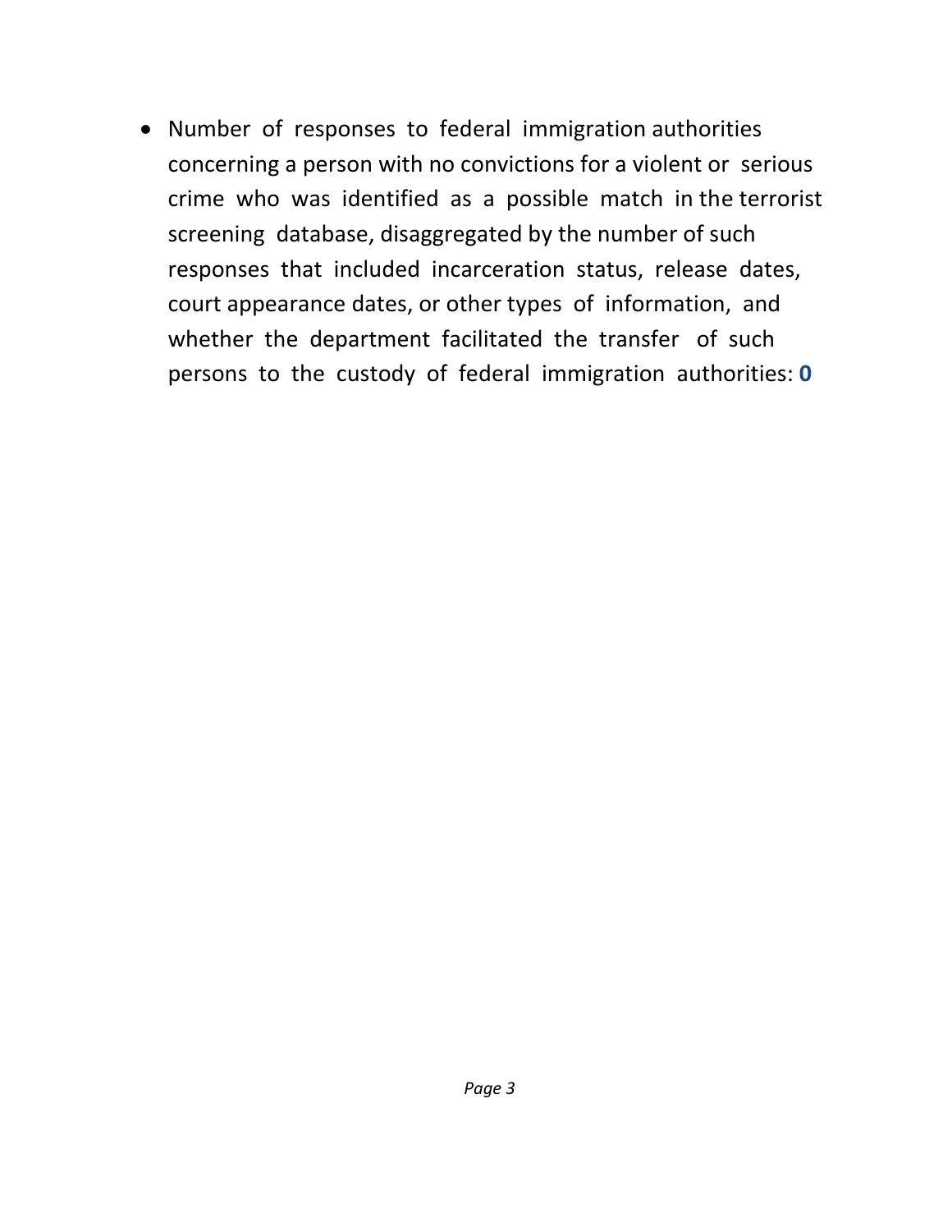- Number of responses to federal immigration authorities concerning a person with no convictions for a violent or serious crime who was identified as a possible match in the terrorist screening database, disaggregated by the number of such responses that included incarceration status, release dates, court appearance dates, or other types of information, and whether the department facilitated the transfer of such persons to the custody of federal immigration authorities: **0**